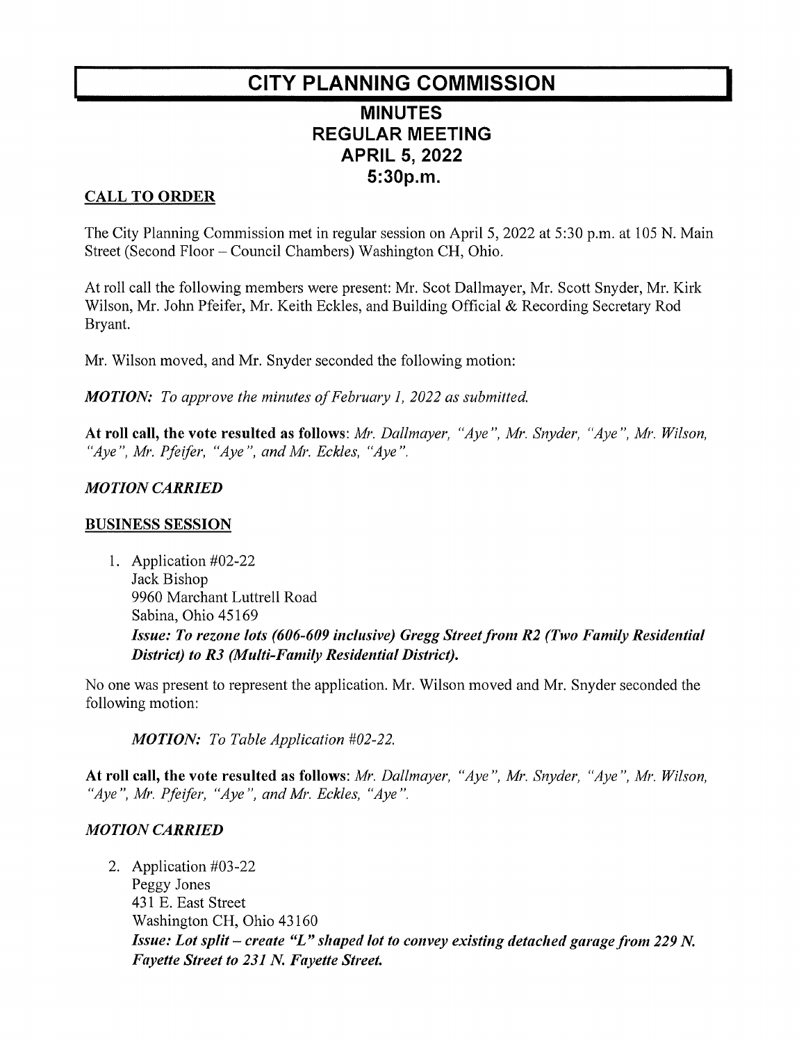# CITY PLANNING COMMISSION

## MINUTES
## REGULAR MEETING
## APRIL 5, 2022
## 5:30p.m.

**CALL TO ORDER**

The City Planning Commission met in regular session on April 5, 2022 at 5:30 p.m. at 105 N. Main Street (Second Floor – Council Chambers) Washington CH, Ohio.

At roll call the following members were present: Mr. Scot Dallmayer, Mr. Scott Snyder, Mr. Kirk Wilson, Mr. John Pfeifer, Mr. Keith Eckles, and Building Official & Recording Secretary Rod Bryant.

Mr. Wilson moved, and Mr. Snyder seconded the following motion:

***MOTION:*** *To approve the minutes of February 1, 2022 as submitted.*

**At roll call, the vote resulted as follows**: *Mr. Dallmayer, "Aye", Mr. Snyder, "Aye", Mr. Wilson, "Aye", Mr. Pfeifer, "Aye", and Mr. Eckles, "Aye".*

***MOTION CARRIED***

**BUSINESS SESSION**

1. Application #02-22
   Jack Bishop
   9960 Marchant Luttrell Road
   Sabina, Ohio 45169
   ***Issue: To rezone lots (606-609 inclusive) Gregg Street from R2 (Two Family Residential District) to R3 (Multi-Family Residential District).***

No one was present to represent the application. Mr. Wilson moved and Mr. Snyder seconded the following motion:

***MOTION:*** *To Table Application #02-22.*

**At roll call, the vote resulted as follows**: *Mr. Dallmayer, "Aye", Mr. Snyder, "Aye", Mr. Wilson, "Aye", Mr. Pfeifer, "Aye", and Mr. Eckles, "Aye".*

***MOTION CARRIED***

2. Application #03-22
   Peggy Jones
   431 E. East Street
   Washington CH, Ohio 43160
   ***Issue: Lot split – create "L" shaped lot to convey existing detached garage from 229 N. Fayette Street to 231 N. Fayette Street.***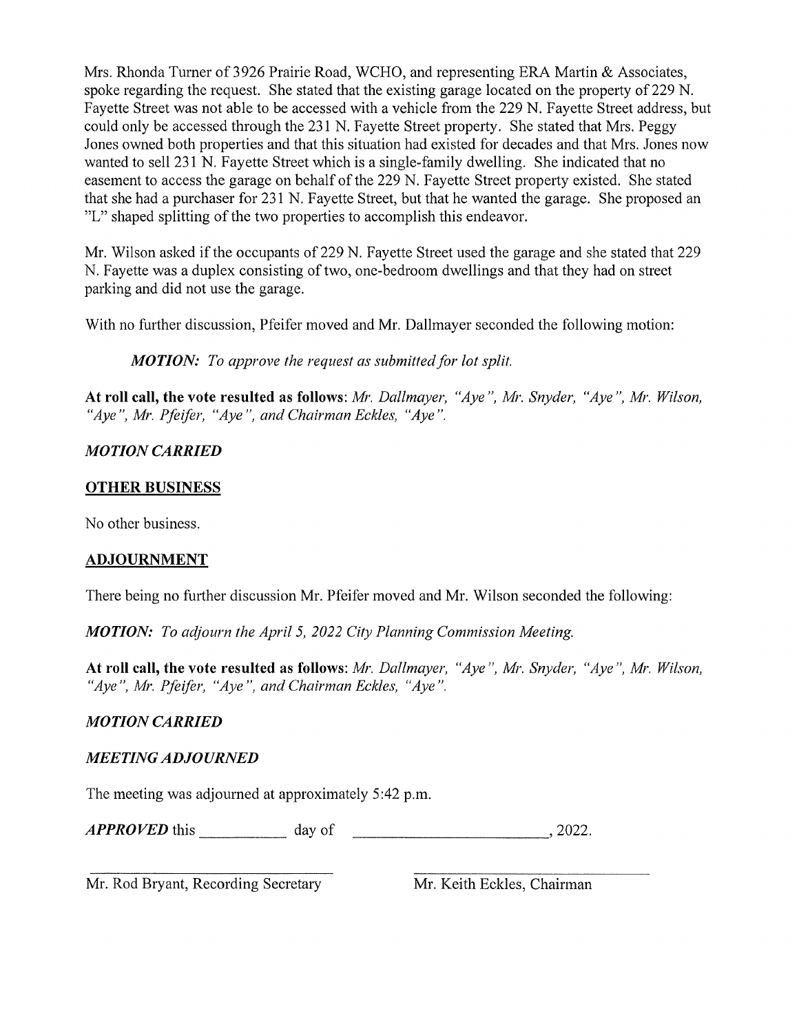Mrs. Rhonda Turner of 3926 Prairie Road, WCHO, and representing ERA Martin & Associates, spoke regarding the request. She stated that the existing garage located on the property of 229 N. Fayette Street was not able to be accessed with a vehicle from the 229 N. Fayette Street address, but could only be accessed through the 231 N. Fayette Street property. She stated that Mrs. Peggy Jones owned both properties and that this situation had existed for decades and that Mrs. Jones now wanted to sell 231 N. Fayette Street which is a single-family dwelling. She indicated that no easement to access the garage on behalf of the 229 N. Fayette Street property existed. She stated that she had a purchaser for 231 N. Fayette Street, but that he wanted the garage. She proposed an "L" shaped splitting of the two properties to accomplish this endeavor.

Mr. Wilson asked if the occupants of 229 N. Fayette Street used the garage and she stated that 229 N. Fayette was a duplex consisting of two, one-bedroom dwellings and that they had on street parking and did not use the garage.

With no further discussion, Pfeifer moved and Mr. Dallmayer seconded the following motion:

***MOTION:*** *To approve the request as submitted for lot split.*

**At roll call, the vote resulted as follows:** *Mr. Dallmayer, "Aye", Mr. Snyder, "Aye", Mr. Wilson, "Aye", Mr. Pfeifer, "Aye", and Chairman Eckles, "Aye".*

***MOTION CARRIED***

## OTHER BUSINESS

No other business.

## ADJOURNMENT

There being no further discussion Mr. Pfeifer moved and Mr. Wilson seconded the following:

***MOTION:*** *To adjourn the April 5, 2022 City Planning Commission Meeting.*

**At roll call, the vote resulted as follows:** *Mr. Dallmayer, "Aye", Mr. Snyder, "Aye", Mr. Wilson, "Aye", Mr. Pfeifer, "Aye", and Chairman Eckles, "Aye".*

***MOTION CARRIED***

***MEETING ADJOURNED***

The meeting was adjourned at approximately 5:42 p.m.

***APPROVED*** this __________ day of ________________________, 2022.

________________________________ ________________________________

Mr. Rod Bryant, Recording Secretary Mr. Keith Eckles, Chairman